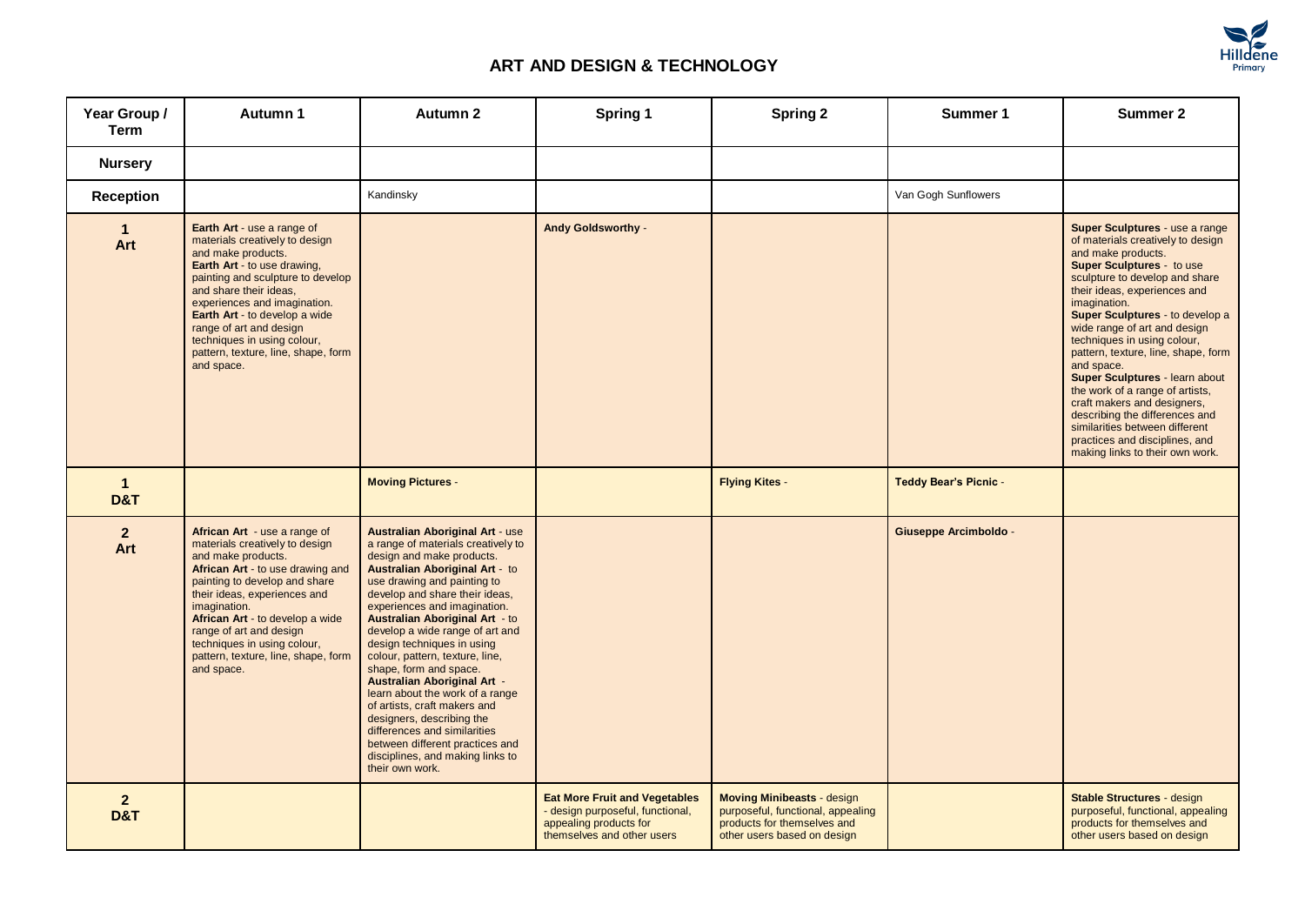# ART AND DESIGN & TECHNOLOGY

| Year Group / Term | Autumn 1 | Autumn 2 | Spring 1 | Spring 2 | Summer 1 | Summer 2 |
|---|---|---|---|---|---|---|
| **Nursery** | | | | | | |
| **Reception** | | Kandinsky | | | Van Gogh Sunflowers | |
| **1 Art** | **Earth Art** - use a range of materials creatively to design and make products. **Earth Art** - to use drawing, painting and sculpture to develop and share their ideas, experiences and imagination. **Earth Art** - to develop a wide range of art and design techniques in using colour, pattern, texture, line, shape, form and space. | | **Andy Goldsworthy** - | | | **Super Sculptures** - use a range of materials creatively to design and make products. **Super Sculptures** - to use sculpture to develop and share their ideas, experiences and imagination. **Super Sculptures** - to develop a wide range of art and design techniques in using colour, pattern, texture, line, shape, form and space. **Super Sculptures** - learn about the work of a range of artists, craft makers and designers, describing the differences and similarities between different practices and disciplines, and making links to their own work. |
| **1 D&T** | | **Moving Pictures** - | | **Flying Kites** - | **Teddy Bear's Picnic** - | |
| **2 Art** | **African Art** - use a range of materials creatively to design and make products. **African Art** - to use drawing and painting to develop and share their ideas, experiences and imagination. **African Art** - to develop a wide range of art and design techniques in using colour, pattern, texture, line, shape, form and space. | **Australian Aboriginal Art** - use a range of materials creatively to design and make products. **Australian Aboriginal Art** - to use drawing and painting to develop and share their ideas, experiences and imagination. **Australian Aboriginal Art** - to develop a wide range of art and design techniques in using colour, pattern, texture, line, shape, form and space. **Australian Aboriginal Art** - learn about the work of a range of artists, craft makers and designers, describing the differences and similarities between different practices and disciplines, and making links to their own work. | | | **Giuseppe Arcimboldo** - | |
| **2 D&T** | | | **Eat More Fruit and Vegetables** - design purposeful, functional, appealing products for themselves and other users | **Moving Minibeasts** - design purposeful, functional, appealing products for themselves and other users based on design | | **Stable Structures** - design purposeful, functional, appealing products for themselves and other users based on design |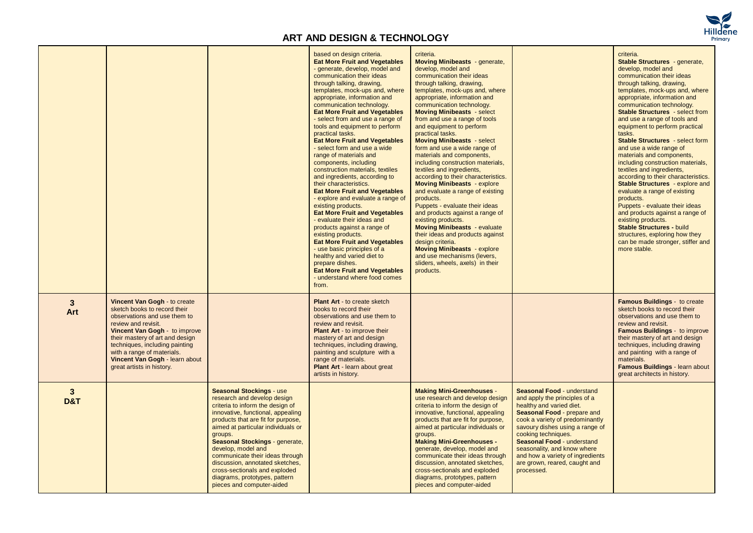## ART AND DESIGN & TECHNOLOGY

| | | | | | | |
|---|---|---|---|---|---|---|
| | | | based on design criteria.<br>**Eat More Fruit and Vegetables** - generate, develop, model and communication their ideas through talking, drawing, templates, mock-ups and, where appropriate, information and communication technology.<br>**Eat More Fruit and Vegetables** - select from and use a range of tools and equipment to perform practical tasks.<br>**Eat More Fruit and Vegetables** - select form and use a wide range of materials and components, including construction materials, textiles and ingredients, according to their characteristics.<br>**Eat More Fruit and Vegetables** - explore and evaluate a range of existing products.<br>**Eat More Fruit and Vegetables** - evaluate their ideas and products against a range of existing products.<br>**Eat More Fruit and Vegetables** - use basic principles of a healthy and varied diet to prepare dishes.<br>**Eat More Fruit and Vegetables** - understand where food comes from. | criteria.<br>**Moving Minibeasts** - generate, develop, model and communication their ideas through talking, drawing, templates, mock-ups and, where appropriate, information and communication technology.<br>**Moving Minibeasts** - select from and use a range of tools and equipment to perform practical tasks.<br>**Moving Minibeasts** - select form and use a wide range of materials and components, including construction materials, textiles and ingredients, according to their characteristics.<br>**Moving Minibeasts** - explore and evaluate a range of existing products.<br>Puppets - evaluate their ideas and products against a range of existing products.<br>**Moving Minibeasts** - evaluate their ideas and products against design criteria.<br>**Moving Minibeasts** - explore and use mechanisms (levers, sliders, wheels, axels) in their products. | | criteria.<br>**Stable Structures** - generate, develop, model and communication their ideas through talking, drawing, templates, mock-ups and, where appropriate, information and communication technology.<br>**Stable Structures** - select from and use a range of tools and equipment to perform practical tasks.<br>**Stable Structures** - select form and use a wide range of materials and components, including construction materials, textiles and ingredients, according to their characteristics.<br>**Stable Structures** - explore and evaluate a range of existing products.<br>Puppets - evaluate their ideas and products against a range of existing products.<br>**Stable Structures** - build structures, exploring how they can be made stronger, stiffer and more stable. |
| **3 Art** | **Vincent Van Gogh** - to create sketch books to record their observations and use them to review and revisit.<br>**Vincent Van Gogh** - to improve their mastery of art and design techniques, including painting with a range of materials.<br>**Vincent Van Gogh** - learn about great artists in history. | | **Plant Art** - to create sketch books to record their observations and use them to review and revisit.<br>**Plant Art** - to improve their mastery of art and design techniques, including drawing, painting and sculpture with a range of materials.<br>**Plant Art** - learn about great artists in history. | | | **Famous Buildings** - to create sketch books to record their observations and use them to review and revisit.<br>**Famous Buildings** - to improve their mastery of art and design techniques, including drawing and painting with a range of materials.<br>**Famous Buildings** - learn about great architects in history. |
| **3 D&T** | | **Seasonal Stockings** - use research and develop design criteria to inform the design of innovative, functional, appealing products that are fit for purpose, aimed at particular individuals or groups.<br>**Seasonal Stockings** - generate, develop, model and communicate their ideas through discussion, annotated sketches, cross-sectionals and exploded diagrams, prototypes, pattern pieces and computer-aided | | **Making Mini-Greenhouses** - use research and develop design criteria to inform the design of innovative, functional, appealing products that are fit for purpose, aimed at particular individuals or groups.<br>**Making Mini-Greenhouses** - generate, develop, model and communicate their ideas through discussion, annotated sketches, cross-sectionals and exploded diagrams, prototypes, pattern pieces and computer-aided | **Seasonal Food** - understand and apply the principles of a healthy and varied diet.<br>**Seasonal Food** - prepare and cook a variety of predominantly savoury dishes using a range of cooking techniques.<br>**Seasonal Food** - understand seasonality, and know where and how a variety of ingredients are grown, reared, caught and processed. | |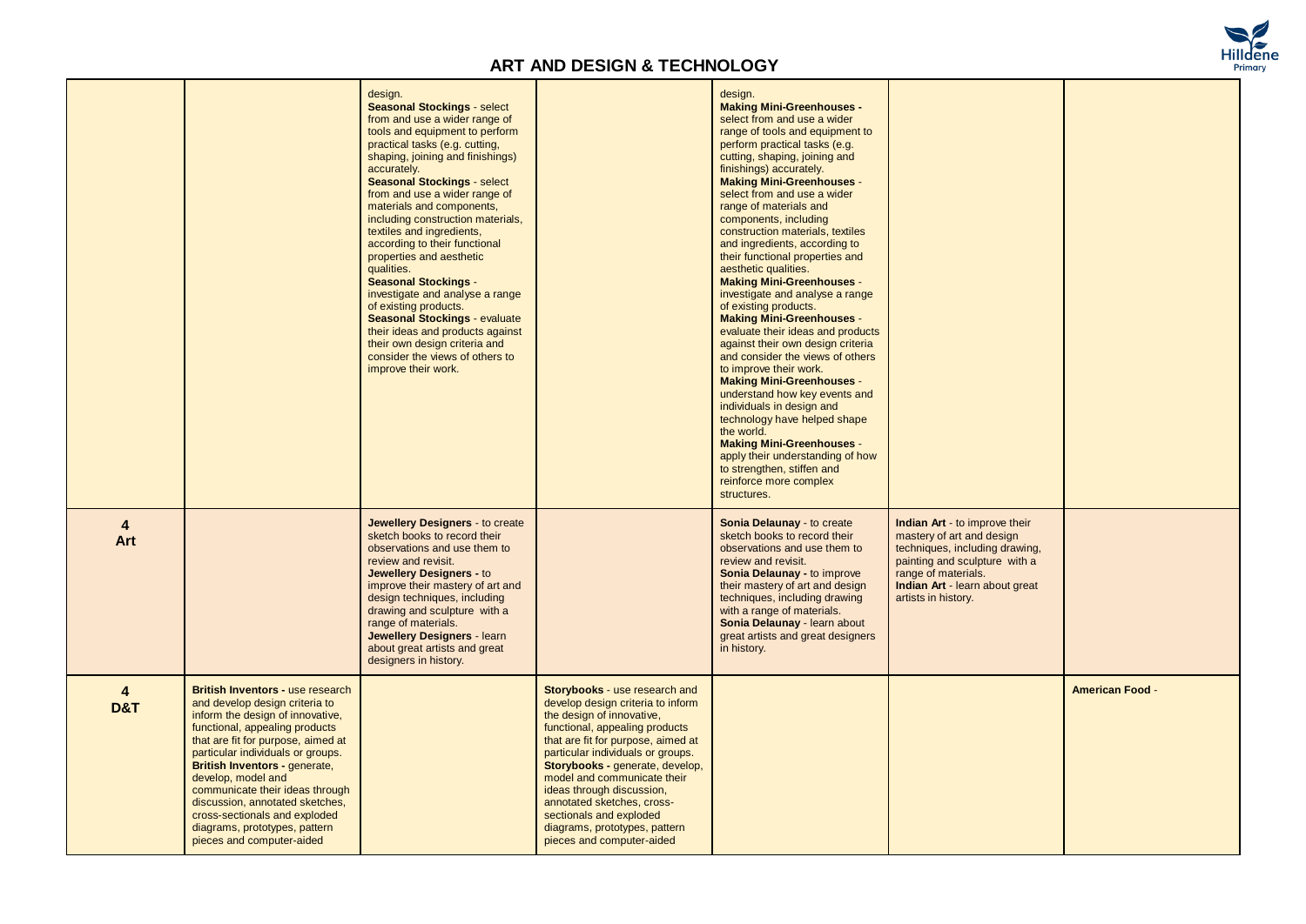## ART AND DESIGN & TECHNOLOGY

| | | | | | | |
|---|---|---|---|---|---|---|
| | | design.<br>**Seasonal Stockings** - select from and use a wider range of tools and equipment to perform practical tasks (e.g. cutting, shaping, joining and finishings) accurately.<br>**Seasonal Stockings** - select from and use a wider range of materials and components, including construction materials, textiles and ingredients, according to their functional properties and aesthetic qualities.<br>**Seasonal Stockings** - investigate and analyse a range of existing products.<br>**Seasonal Stockings** - evaluate their ideas and products against their own design criteria and consider the views of others to improve their work. | | design.<br>**Making Mini-Greenhouses -** select from and use a wider range of tools and equipment to perform practical tasks (e.g. cutting, shaping, joining and finishings) accurately.<br>**Making Mini-Greenhouses** - select from and use a wider range of materials and components, including construction materials, textiles and ingredients, according to their functional properties and aesthetic qualities.<br>**Making Mini-Greenhouses** - investigate and analyse a range of existing products.<br>**Making Mini-Greenhouses** - evaluate their ideas and products against their own design criteria and consider the views of others to improve their work.<br>**Making Mini-Greenhouses** - understand how key events and individuals in design and technology have helped shape the world.<br>**Making Mini-Greenhouses** - apply their understanding of how to strengthen, stiffen and reinforce more complex structures. | | |
| **4 Art** | | **Jewellery Designers** - to create sketch books to record their observations and use them to review and revisit.<br>**Jewellery Designers -** to improve their mastery of art and design techniques, including drawing and sculpture with a range of materials.<br>**Jewellery Designers** - learn about great artists and great designers in history. | | **Sonia Delaunay** - to create sketch books to record their observations and use them to review and revisit.<br>**Sonia Delaunay -** to improve their mastery of art and design techniques, including drawing with a range of materials.<br>**Sonia Delaunay** - learn about great artists and great designers in history. | **Indian Art** - to improve their mastery of art and design techniques, including drawing, painting and sculpture with a range of materials.<br>**Indian Art** - learn about great artists in history. | |
| **4 D&T** | **British Inventors -** use research and develop design criteria to inform the design of innovative, functional, appealing products that are fit for purpose, aimed at particular individuals or groups.<br>**British Inventors -** generate, develop, model and communicate their ideas through discussion, annotated sketches, cross-sectionals and exploded diagrams, prototypes, pattern pieces and computer-aided | | **Storybooks** - use research and develop design criteria to inform the design of innovative, functional, appealing products that are fit for purpose, aimed at particular individuals or groups.<br>**Storybooks -** generate, develop, model and communicate their ideas through discussion, annotated sketches, cross-sectionals and exploded diagrams, prototypes, pattern pieces and computer-aided | | | **American Food** - |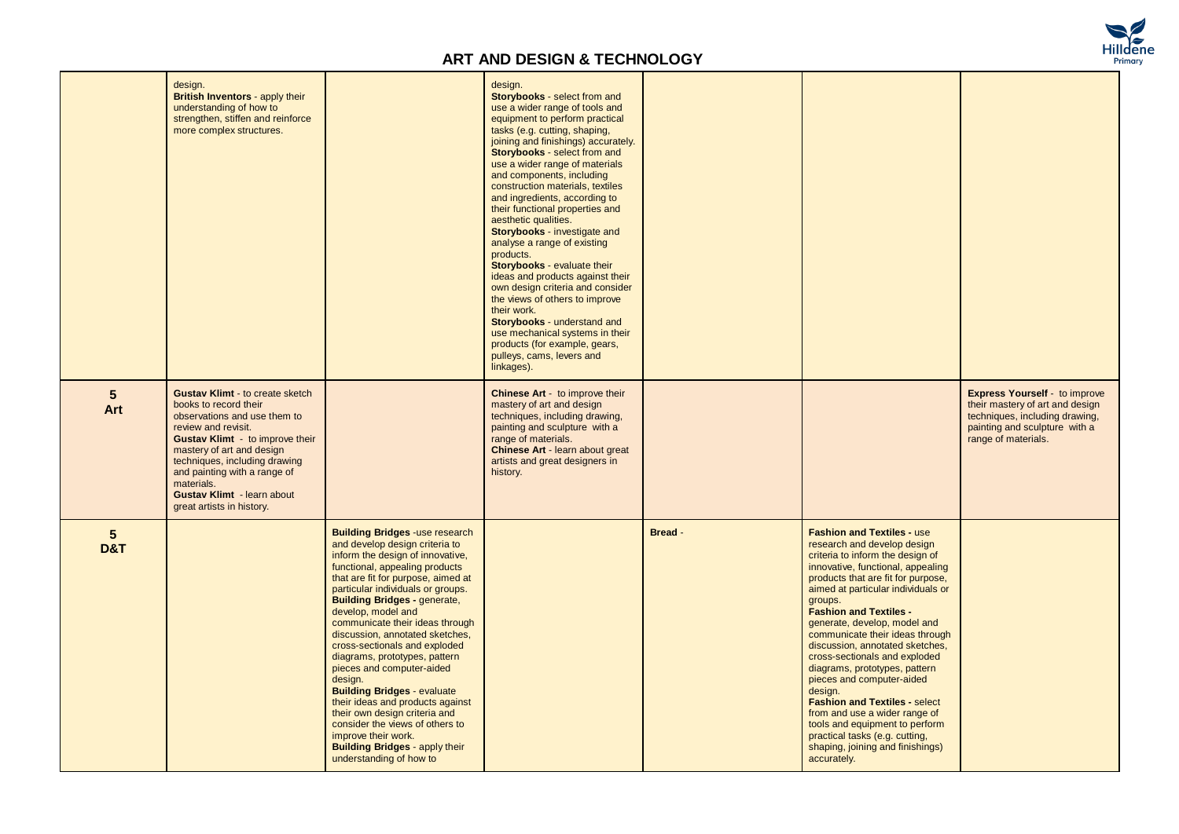## ART AND DESIGN & TECHNOLOGY

| | | | | | | |
|---|---|---|---|---|---|---|
| | design.<br>**British Inventors** - apply their understanding of how to strengthen, stiffen and reinforce more complex structures. | | design.<br>**Storybooks** - select from and use a wider range of tools and equipment to perform practical tasks (e.g. cutting, shaping, joining and finishings) accurately.<br>**Storybooks** - select from and use a wider range of materials and components, including construction materials, textiles and ingredients, according to their functional properties and aesthetic qualities.<br>**Storybooks** - investigate and analyse a range of existing products.<br>**Storybooks** - evaluate their ideas and products against their own design criteria and consider the views of others to improve their work.<br>**Storybooks** - understand and use mechanical systems in their products (for example, gears, pulleys, cams, levers and linkages). | | | |
| **5 Art** | **Gustav Klimt** - to create sketch books to record their observations and use them to review and revisit.<br>**Gustav Klimt** - to improve their mastery of art and design techniques, including drawing and painting with a range of materials.<br>**Gustav Klimt** - learn about great artists in history. | | **Chinese Art** - to improve their mastery of art and design techniques, including drawing, painting and sculpture with a range of materials.<br>**Chinese Art** - learn about great artists and great designers in history. | | | **Express Yourself** - to improve their mastery of art and design techniques, including drawing, painting and sculpture with a range of materials. |
| **5 D&T** | | **Building Bridges** -use research and develop design criteria to inform the design of innovative, functional, appealing products that are fit for purpose, aimed at particular individuals or groups.<br>**Building Bridges -** generate, develop, model and communicate their ideas through discussion, annotated sketches, cross-sectionals and exploded diagrams, prototypes, pattern pieces and computer-aided design.<br>**Building Bridges** - evaluate their ideas and products against their own design criteria and consider the views of others to improve their work.<br>**Building Bridges** - apply their understanding of how to | | **Bread** - | **Fashion and Textiles -** use research and develop design criteria to inform the design of innovative, functional, appealing products that are fit for purpose, aimed at particular individuals or groups.<br>**Fashion and Textiles -** generate, develop, model and communicate their ideas through discussion, annotated sketches, cross-sectionals and exploded diagrams, prototypes, pattern pieces and computer-aided design.<br>**Fashion and Textiles -** select from and use a wider range of tools and equipment to perform practical tasks (e.g. cutting, shaping, joining and finishings) accurately. | |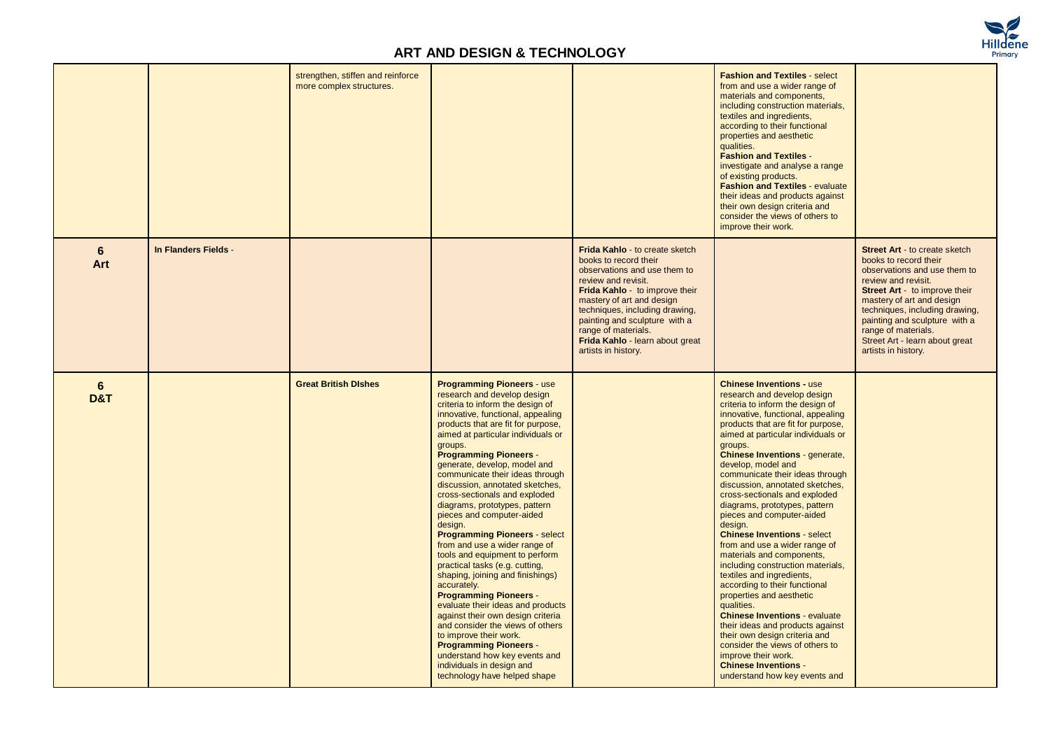# ART AND DESIGN & TECHNOLOGY

| | | | | | | |
|---|---|---|---|---|---|---|
| | | strengthen, stiffen and reinforce more complex structures. | | | **Fashion and Textiles** - select from and use a wider range of materials and components, including construction materials, textiles and ingredients, according to their functional properties and aesthetic qualities. **Fashion and Textiles** - investigate and analyse a range of existing products. **Fashion and Textiles** - evaluate their ideas and products against their own design criteria and consider the views of others to improve their work. | |
| **6 Art** | **In Flanders Fields** - | | | **Frida Kahlo** - to create sketch books to record their observations and use them to review and revisit. **Frida Kahlo** - to improve their mastery of art and design techniques, including drawing, painting and sculpture with a range of materials. **Frida Kahlo** - learn about great artists in history. | | **Street Art** - to create sketch books to record their observations and use them to review and revisit. **Street Art** - to improve their mastery of art and design techniques, including drawing, painting and sculpture with a range of materials. Street Art - learn about great artists in history. |
| **6 D&T** | | **Great British DIshes** | **Programming Pioneers** - use research and develop design criteria to inform the design of innovative, functional, appealing products that are fit for purpose, aimed at particular individuals or groups. **Programming Pioneers** - generate, develop, model and communicate their ideas through discussion, annotated sketches, cross-sectionals and exploded diagrams, prototypes, pattern pieces and computer-aided design. **Programming Pioneers** - select from and use a wider range of tools and equipment to perform practical tasks (e.g. cutting, shaping, joining and finishings) accurately. **Programming Pioneers** - evaluate their ideas and products against their own design criteria and consider the views of others to improve their work. **Programming Pioneers** - understand how key events and individuals in design and technology have helped shape | | **Chinese Inventions -** use research and develop design criteria to inform the design of innovative, functional, appealing products that are fit for purpose, aimed at particular individuals or groups. **Chinese Inventions** - generate, develop, model and communicate their ideas through discussion, annotated sketches, cross-sectionals and exploded diagrams, prototypes, pattern pieces and computer-aided design. **Chinese Inventions** - select from and use a wider range of materials and components, including construction materials, textiles and ingredients, according to their functional properties and aesthetic qualities. **Chinese Inventions** - evaluate their ideas and products against their own design criteria and consider the views of others to improve their work. **Chinese Inventions** - understand how key events and | |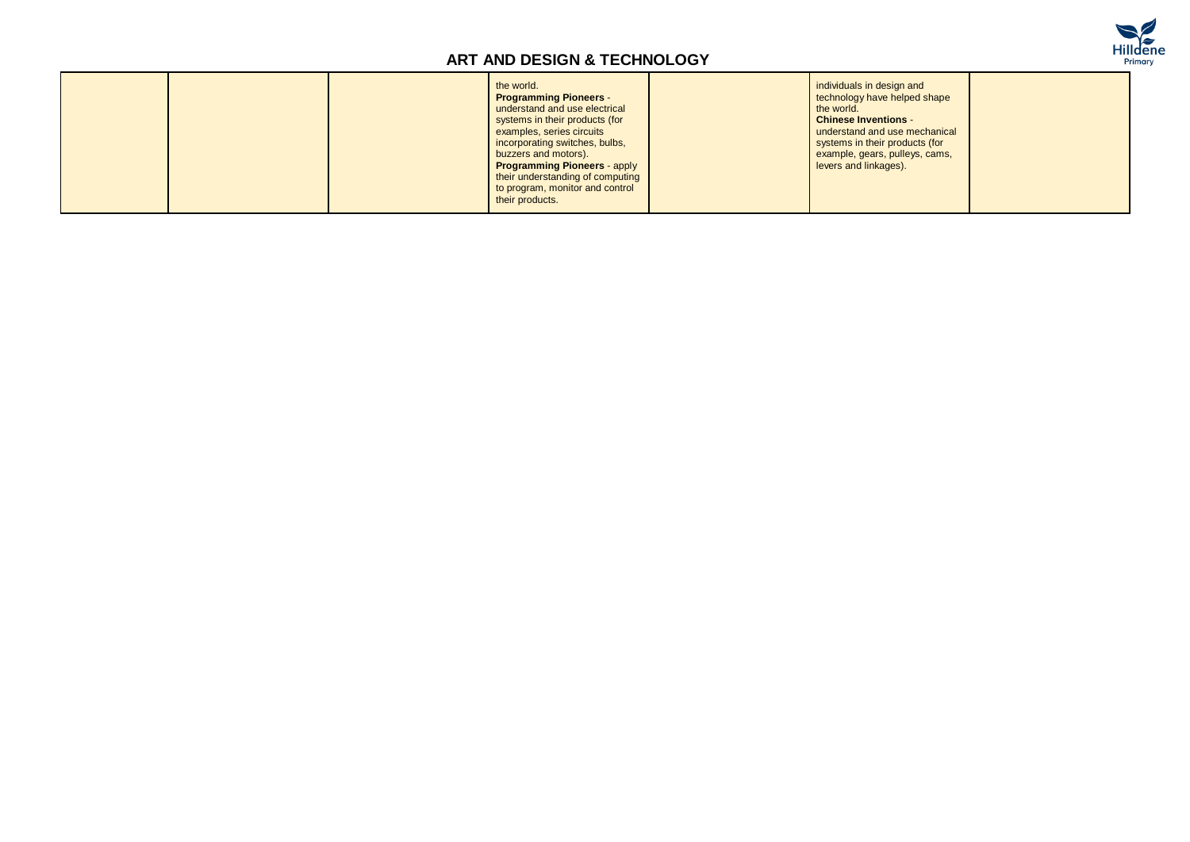## ART AND DESIGN & TECHNOLOGY

| | | | | | | |
|---|---|---|---|---|---|---|
| | | | the world.<br>**Programming Pioneers** - understand and use electrical systems in their products (for examples, series circuits incorporating switches, bulbs, buzzers and motors).<br>**Programming Pioneers** - apply their understanding of computing to program, monitor and control their products. | | individuals in design and technology have helped shape the world.<br>**Chinese Inventions** - understand and use mechanical systems in their products (for example, gears, pulleys, cams, levers and linkages). | |